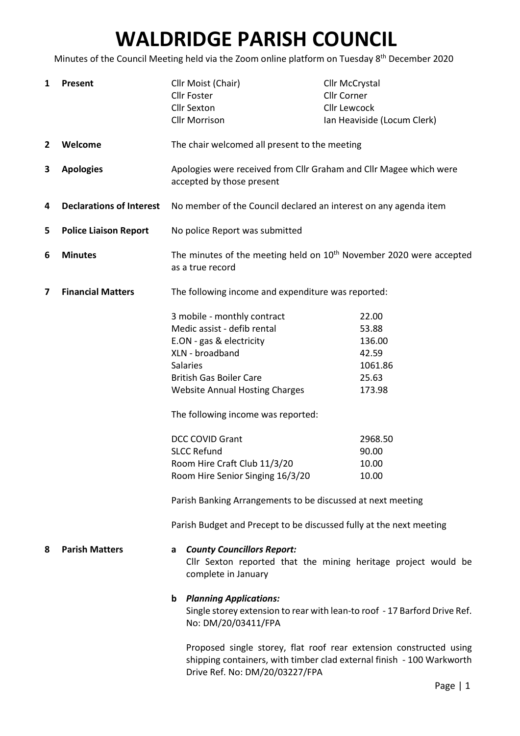# WALDRIDGE PARISH COUNCIL

Minutes of the Council Meeting held via the Zoom online platform on Tuesday 8th December 2020

**1 Present**

| | |
|---|---|
| Cllr Moist (Chair) | Cllr McCrystal |
| Cllr Foster | Cllr Corner |
| Cllr Sexton | Cllr Lewcock |
| Cllr Morrison | Ian Heaviside (Locum Clerk) |

**2 Welcome**

The chair welcomed all present to the meeting

**3 Apologies**

Apologies were received from Cllr Graham and Cllr Magee which were accepted by those present

**4 Declarations of Interest**

No member of the Council declared an interest on any agenda item

**5 Police Liaison Report**

No police Report was submitted

**6 Minutes**

The minutes of the meeting held on 10th November 2020 were accepted as a true record

**7 Financial Matters**

The following income and expenditure was reported:

| | |
|---|---|
| 3 mobile - monthly contract | 22.00 |
| Medic assist - defib rental | 53.88 |
| E.ON - gas & electricity | 136.00 |
| XLN - broadband | 42.59 |
| Salaries | 1061.86 |
| British Gas Boiler Care | 25.63 |
| Website Annual Hosting Charges | 173.98 |

The following income was reported:

| | |
|---|---|
| DCC COVID Grant | 2968.50 |
| SLCC Refund | 90.00 |
| Room Hire Craft Club 11/3/20 | 10.00 |
| Room Hire Senior Singing 16/3/20 | 10.00 |

Parish Banking Arrangements to be discussed at next meeting

Parish Budget and Precept to be discussed fully at the next meeting

**8 Parish Matters**

**a** ***County Councillors Report:***
Cllr Sexton reported that the mining heritage project would be complete in January

**b** ***Planning Applications:***
Single storey extension to rear with lean-to roof - 17 Barford Drive Ref. No: DM/20/03411/FPA

Proposed single storey, flat roof rear extension constructed using shipping containers, with timber clad external finish - 100 Warkworth Drive Ref. No: DM/20/03227/FPA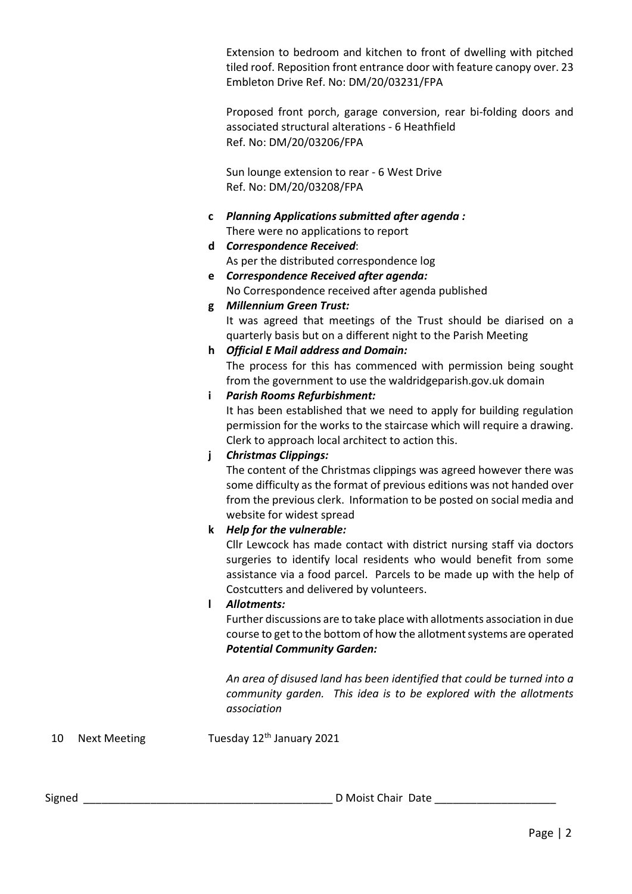Extension to bedroom and kitchen to front of dwelling with pitched tiled roof. Reposition front entrance door with feature canopy over. 23 Embleton Drive Ref. No: DM/20/03231/FPA

Proposed front porch, garage conversion, rear bi-folding doors and associated structural alterations - 6 Heathfield
Ref. No: DM/20/03206/FPA

Sun lounge extension to rear - 6 West Drive
Ref. No: DM/20/03208/FPA

**c** ***Planning Applications submitted after agenda :***
There were no applications to report

**d** ***Correspondence Received***:
As per the distributed correspondence log

**e** ***Correspondence Received after agenda:***
No Correspondence received after agenda published

**g** ***Millennium Green Trust:***
It was agreed that meetings of the Trust should be diarised on a quarterly basis but on a different night to the Parish Meeting

**h** ***Official E Mail address and Domain:***
The process for this has commenced with permission being sought from the government to use the waldridgeparish.gov.uk domain

**i** ***Parish Rooms Refurbishment:***
It has been established that we need to apply for building regulation permission for the works to the staircase which will require a drawing. Clerk to approach local architect to action this.

**j** ***Christmas Clippings:***
The content of the Christmas clippings was agreed however there was some difficulty as the format of previous editions was not handed over from the previous clerk. Information to be posted on social media and website for widest spread

**k** ***Help for the vulnerable:***
Cllr Lewcock has made contact with district nursing staff via doctors surgeries to identify local residents who would benefit from some assistance via a food parcel. Parcels to be made up with the help of Costcutters and delivered by volunteers.

**l** ***Allotments:***
Further discussions are to take place with allotments association in due course to get to the bottom of how the allotment systems are operated
***Potential Community Garden:***

*An area of disused land has been identified that could be turned into a community garden. This idea is to be explored with the allotments association*

10 Next Meeting Tuesday 12th January 2021

Signed ________________________________________ D Moist Chair Date ____________________